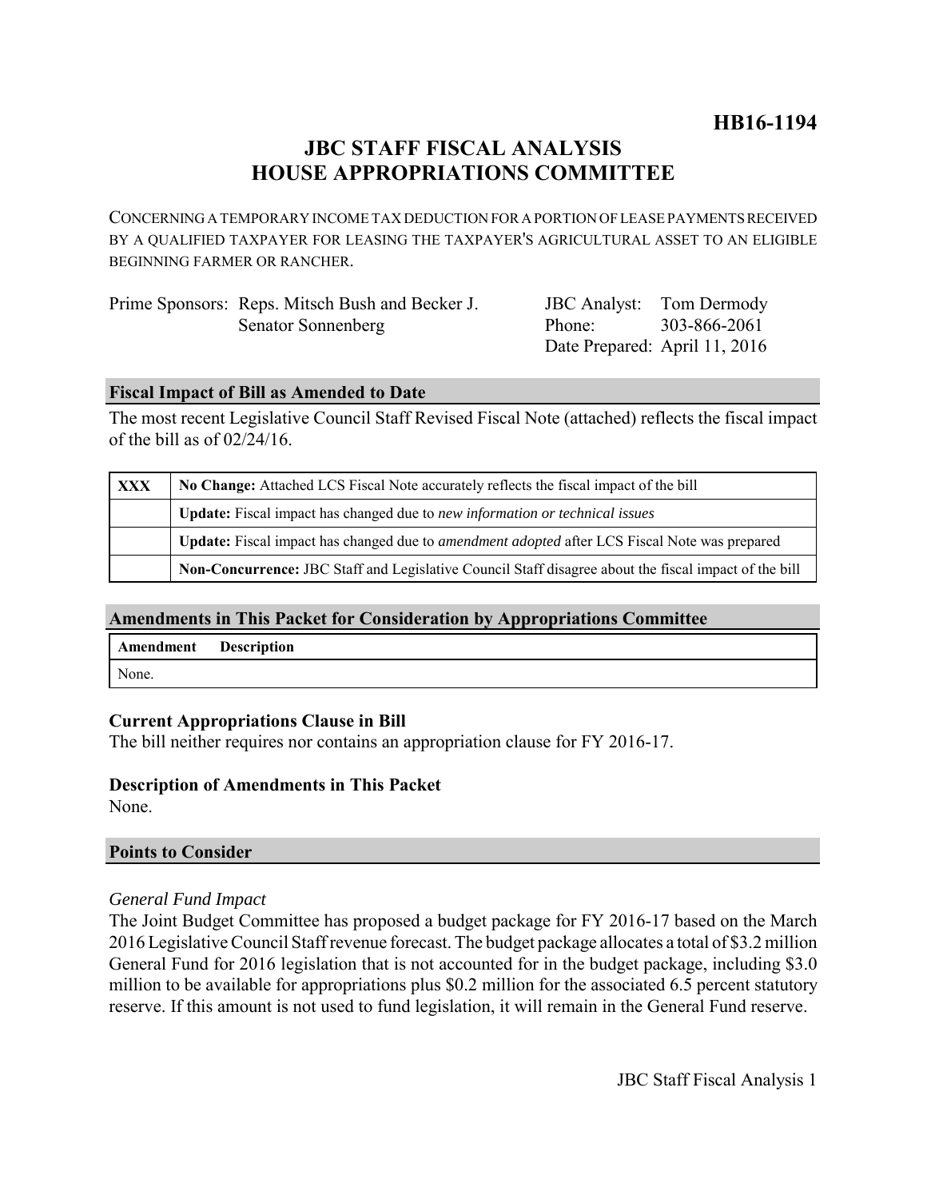# HB16-1194

## JBC STAFF FISCAL ANALYSIS
## HOUSE APPROPRIATIONS COMMITTEE

CONCERNING A TEMPORARY INCOME TAX DEDUCTION FOR A PORTION OF LEASE PAYMENTS RECEIVED BY A QUALIFIED TAXPAYER FOR LEASING THE TAXPAYER'S AGRICULTURAL ASSET TO AN ELIGIBLE BEGINNING FARMER OR RANCHER.

| | | | |
|---|---|---|---|
| Prime Sponsors: | Reps. Mitsch Bush and Becker J. Senator Sonnenberg | JBC Analyst: | Tom Dermody |
| | | Phone: | 303-866-2061 |
| | | Date Prepared: | April 11, 2016 |

### Fiscal Impact of Bill as Amended to Date

The most recent Legislative Council Staff Revised Fiscal Note (attached) reflects the fiscal impact of the bill as of 02/24/16.

| | |
|---|---|
| XXX | **No Change:** Attached LCS Fiscal Note accurately reflects the fiscal impact of the bill |
| | **Update:** Fiscal impact has changed due to *new information or technical issues* |
| | **Update:** Fiscal impact has changed due to *amendment adopted* after LCS Fiscal Note was prepared |
| | **Non-Concurrence:** JBC Staff and Legislative Council Staff disagree about the fiscal impact of the bill |

### Amendments in This Packet for Consideration by Appropriations Committee

| Amendment | Description |
|---|---|
| None. | |

### Current Appropriations Clause in Bill

The bill neither requires nor contains an appropriation clause for FY 2016-17.

### Description of Amendments in This Packet

None.

### Points to Consider

*General Fund Impact*

The Joint Budget Committee has proposed a budget package for FY 2016-17 based on the March 2016 Legislative Council Staff revenue forecast. The budget package allocates a total of $3.2 million General Fund for 2016 legislation that is not accounted for in the budget package, including $3.0 million to be available for appropriations plus $0.2 million for the associated 6.5 percent statutory reserve. If this amount is not used to fund legislation, it will remain in the General Fund reserve.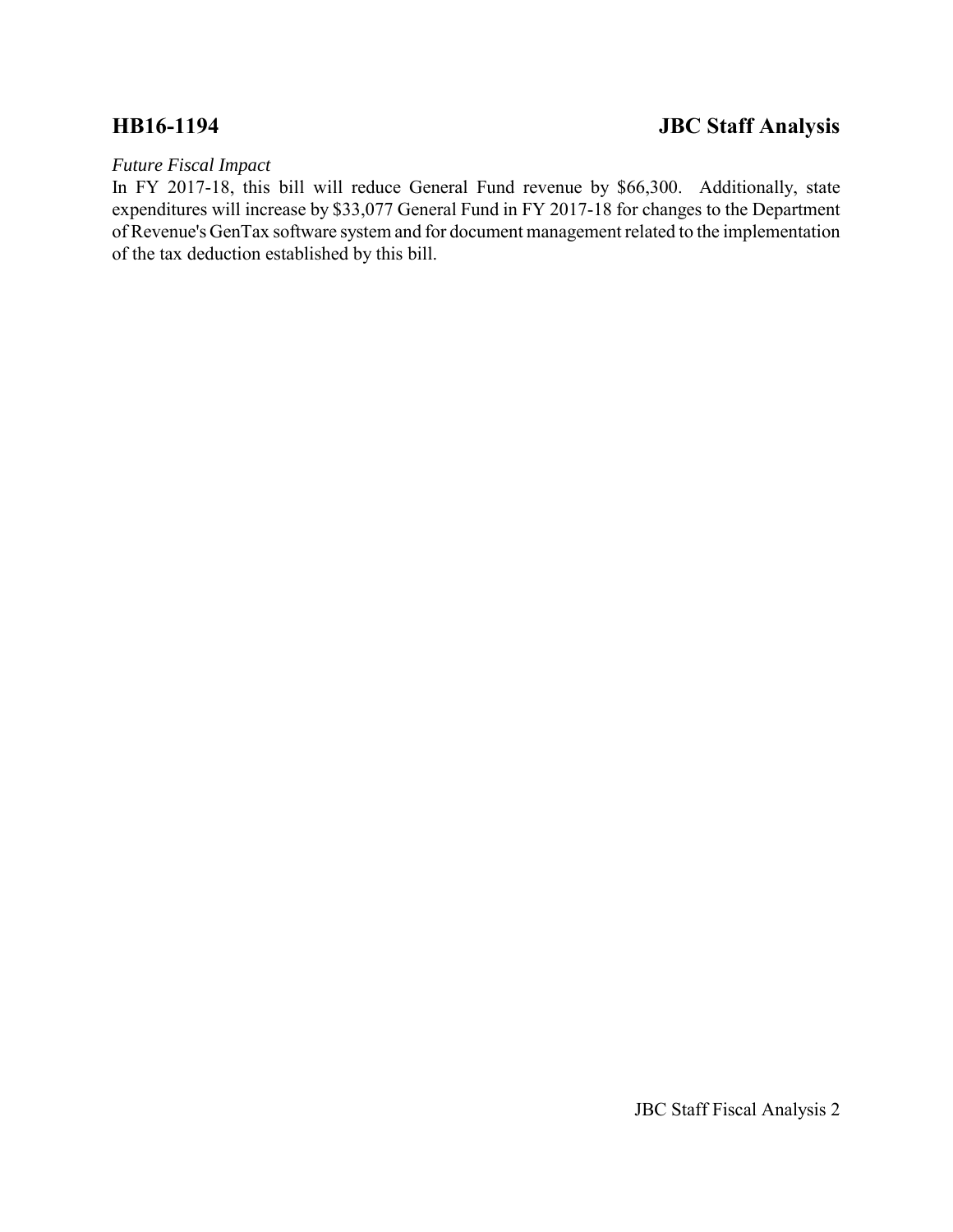*Future Fiscal Impact*

In FY 2017-18, this bill will reduce General Fund revenue by $66,300. Additionally, state expenditures will increase by $33,077 General Fund in FY 2017-18 for changes to the Department of Revenue's GenTax software system and for document management related to the implementation of the tax deduction established by this bill.